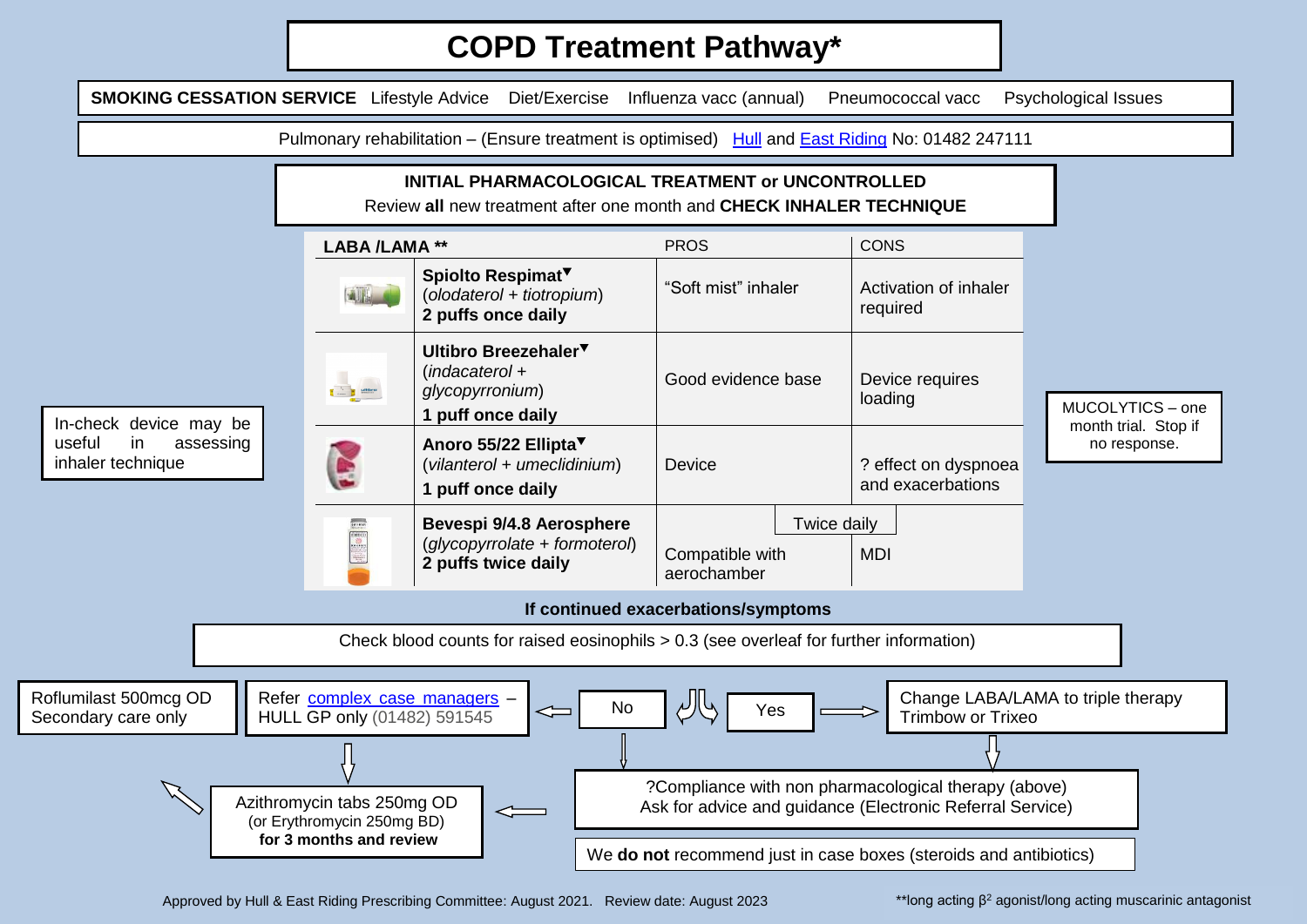# COPD Treatment Pathway*

**SMOKING CESSATION SERVICE** Lifestyle Advice Diet/Exercise Influenza vacc (annual) Pneumococcal vacc Psychological Issues

Pulmonary rehabilitation – (Ensure treatment is optimised) Hull and East Riding No: 01482 247111

**INITIAL PHARMACOLOGICAL TREATMENT or UNCONTROLLED**

Review **all** new treatment after one month and **CHECK INHALER TECHNIQUE**

In-check device may be useful in assessing inhaler technique

| **LABA /LAMA** ** | | PROS | CONS |
|---|---|---|---|
| | **Spiolto Respimat▼** (*olodaterol* + *tiotropium*) **2 puffs once daily** | "Soft mist" inhaler | Activation of inhaler required |
| | **Ultibro Breezehaler▼** (*indacaterol* + *glycopyrronium*) **1 puff once daily** | Good evidence base | Device requires loading |
| | **Anoro 55/22 Ellipta▼** (*vilanterol* + *umeclidinium*) **1 puff once daily** | Device | ? effect on dyspnoea and exacerbations |
| | **Bevespi 9/4.8 Aerosphere** (*glycopyrrolate* + *formoterol*) **2 puffs twice daily** | Compatible with aerochamber | Twice daily; MDI |

MUCOLYTICS – one month trial. Stop if no response.

**If continued exacerbations/symptoms**

Check blood counts for raised eosinophils > 0.3 (see overleaf for further information)

- **Yes** → Change LABA/LAMA to triple therapy Trimbow or Trixeo → ?Compliance with non pharmacological therapy (above) Ask for advice and guidance (Electronic Referral Service)
- **No** → Refer complex case managers – HULL GP only (01482) 591545
- **No** → ?Compliance with non pharmacological therapy (above) Ask for advice and guidance (Electronic Referral Service)

?Compliance with non pharmacological therapy → Azithromycin tabs 250mg OD (or Erythromycin 250mg BD) **for 3 months and review**

Refer complex case managers → Azithromycin tabs 250mg OD (or Erythromycin 250mg BD) **for 3 months and review** → Roflumilast 500mcg OD Secondary care only

We **do not** recommend just in case boxes (steroids and antibiotics)

Approved by Hull & East Riding Prescribing Committee: August 2021. Review date: August 2023

**long acting $\beta^2$ agonist/long acting muscarinic antagonist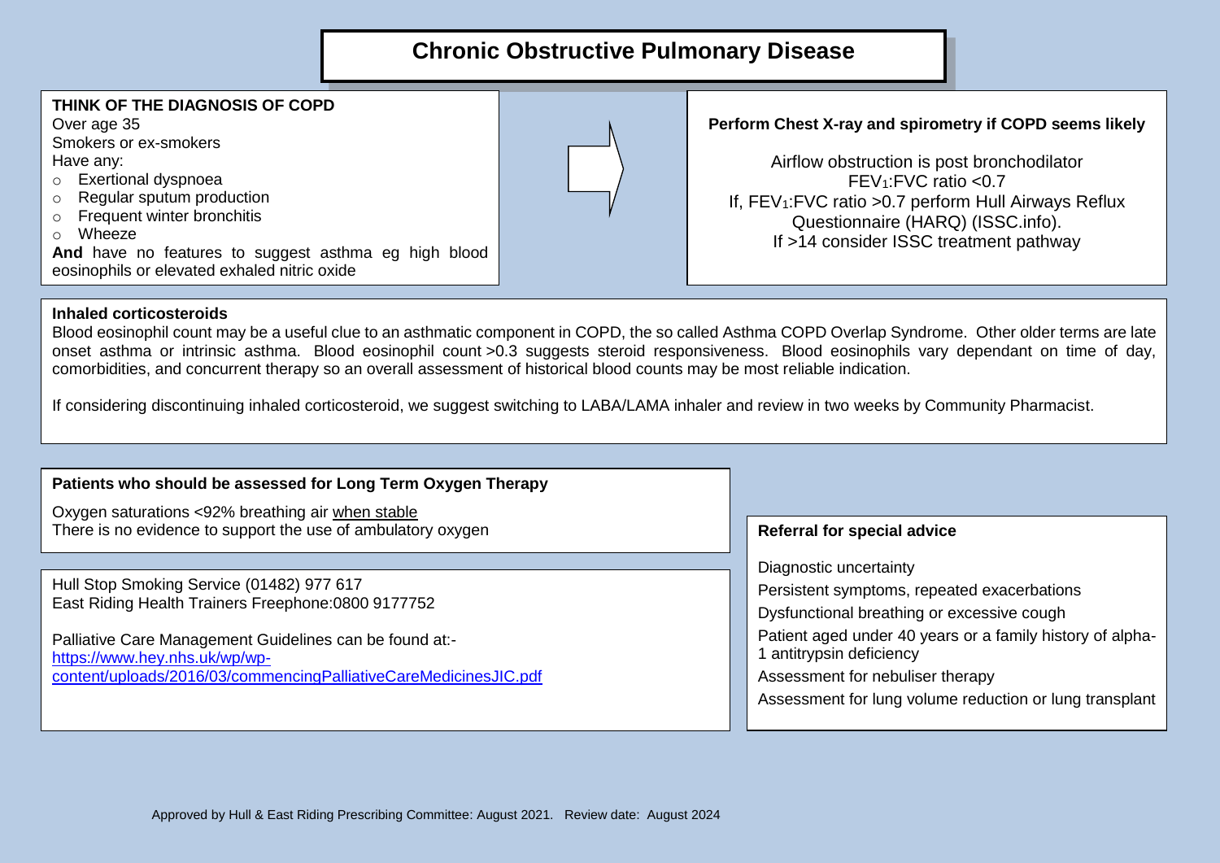# Chronic Obstructive Pulmonary Disease

**THINK OF THE DIAGNOSIS OF COPD**

Over age 35
Smokers or ex-smokers
Have any:

- Exertional dyspnoea
- Regular sputum production
- Frequent winter bronchitis
- Wheeze

**And** have no features to suggest asthma eg high blood eosinophils or elevated exhaled nitric oxide

**Perform Chest X-ray and spirometry if COPD seems likely**

Airflow obstruction is post bronchodilator
$FEV_1$:FVC ratio <0.7
If, $FEV_1$:FVC ratio >0.7 perform Hull Airways Reflux Questionnaire (HARQ) (ISSC.info).
If >14 consider ISSC treatment pathway

**Inhaled corticosteroids**

Blood eosinophil count may be a useful clue to an asthmatic component in COPD, the so called Asthma COPD Overlap Syndrome. Other older terms are late onset asthma or intrinsic asthma. Blood eosinophil count >0.3 suggests steroid responsiveness. Blood eosinophils vary dependant on time of day, comorbidities, and concurrent therapy so an overall assessment of historical blood counts may be most reliable indication.

If considering discontinuing inhaled corticosteroid, we suggest switching to LABA/LAMA inhaler and review in two weeks by Community Pharmacist.

**Patients who should be assessed for Long Term Oxygen Therapy**

Oxygen saturations <92% breathing air when stable
There is no evidence to support the use of ambulatory oxygen

Hull Stop Smoking Service (01482) 977 617
East Riding Health Trainers Freephone:0800 9177752

Palliative Care Management Guidelines can be found at:-
https://www.hey.nhs.uk/wp/wp-content/uploads/2016/03/commencingPalliativeCareMedicinesJIC.pdf

**Referral for special advice**

Diagnostic uncertainty
Persistent symptoms, repeated exacerbations
Dysfunctional breathing or excessive cough
Patient aged under 40 years or a family history of alpha-1 antitrypsin deficiency
Assessment for nebuliser therapy
Assessment for lung volume reduction or lung transplant

Approved by Hull & East Riding Prescribing Committee: August 2021. Review date: August 2024